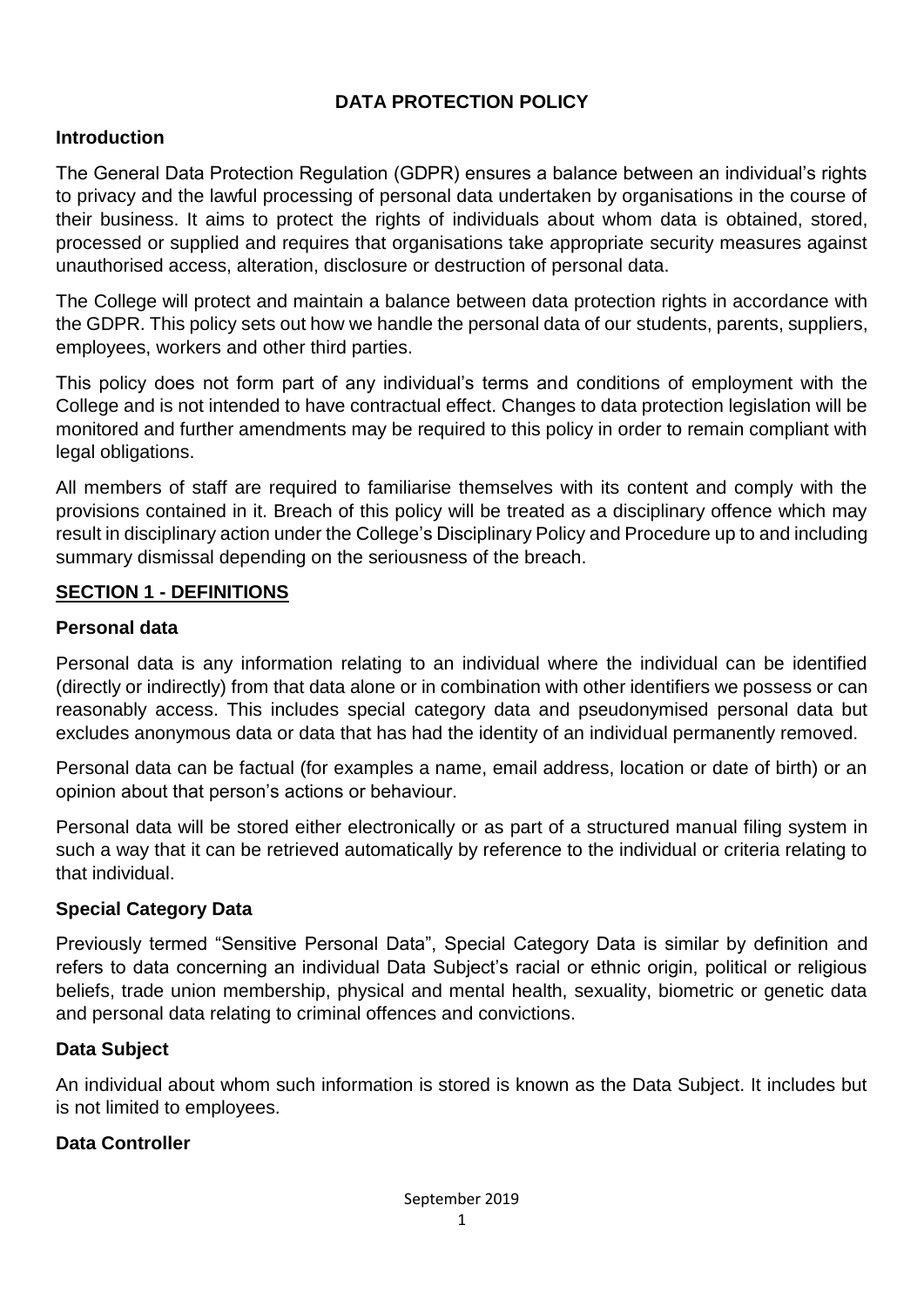# DATA PROTECTION POLICY

## Introduction

The General Data Protection Regulation (GDPR) ensures a balance between an individual's rights to privacy and the lawful processing of personal data undertaken by organisations in the course of their business. It aims to protect the rights of individuals about whom data is obtained, stored, processed or supplied and requires that organisations take appropriate security measures against unauthorised access, alteration, disclosure or destruction of personal data.

The College will protect and maintain a balance between data protection rights in accordance with the GDPR. This policy sets out how we handle the personal data of our students, parents, suppliers, employees, workers and other third parties.

This policy does not form part of any individual's terms and conditions of employment with the College and is not intended to have contractual effect. Changes to data protection legislation will be monitored and further amendments may be required to this policy in order to remain compliant with legal obligations.

All members of staff are required to familiarise themselves with its content and comply with the provisions contained in it. Breach of this policy will be treated as a disciplinary offence which may result in disciplinary action under the College's Disciplinary Policy and Procedure up to and including summary dismissal depending on the seriousness of the breach.

## SECTION 1 - DEFINITIONS

### Personal data

Personal data is any information relating to an individual where the individual can be identified (directly or indirectly) from that data alone or in combination with other identifiers we possess or can reasonably access. This includes special category data and pseudonymised personal data but excludes anonymous data or data that has had the identity of an individual permanently removed.

Personal data can be factual (for examples a name, email address, location or date of birth) or an opinion about that person's actions or behaviour.

Personal data will be stored either electronically or as part of a structured manual filing system in such a way that it can be retrieved automatically by reference to the individual or criteria relating to that individual.

### Special Category Data

Previously termed "Sensitive Personal Data", Special Category Data is similar by definition and refers to data concerning an individual Data Subject's racial or ethnic origin, political or religious beliefs, trade union membership, physical and mental health, sexuality, biometric or genetic data and personal data relating to criminal offences and convictions.

### Data Subject

An individual about whom such information is stored is known as the Data Subject. It includes but is not limited to employees.

### Data Controller

September 2019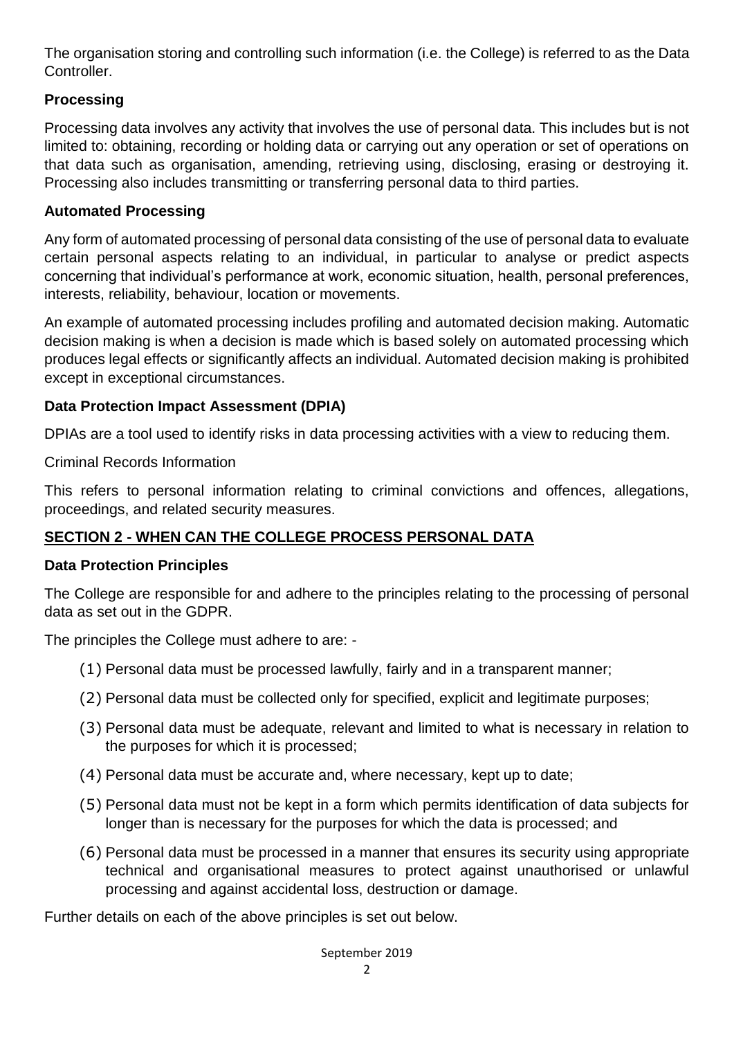The organisation storing and controlling such information (i.e. the College) is referred to as the Data Controller.

### Processing

Processing data involves any activity that involves the use of personal data. This includes but is not limited to: obtaining, recording or holding data or carrying out any operation or set of operations on that data such as organisation, amending, retrieving using, disclosing, erasing or destroying it. Processing also includes transmitting or transferring personal data to third parties.

### Automated Processing

Any form of automated processing of personal data consisting of the use of personal data to evaluate certain personal aspects relating to an individual, in particular to analyse or predict aspects concerning that individual's performance at work, economic situation, health, personal preferences, interests, reliability, behaviour, location or movements.

An example of automated processing includes profiling and automated decision making. Automatic decision making is when a decision is made which is based solely on automated processing which produces legal effects or significantly affects an individual. Automated decision making is prohibited except in exceptional circumstances.

### Data Protection Impact Assessment (DPIA)

DPIAs are a tool used to identify risks in data processing activities with a view to reducing them.

Criminal Records Information

This refers to personal information relating to criminal convictions and offences, allegations, proceedings, and related security measures.

## SECTION 2 - WHEN CAN THE COLLEGE PROCESS PERSONAL DATA

### Data Protection Principles

The College are responsible for and adhere to the principles relating to the processing of personal data as set out in the GDPR.

The principles the College must adhere to are: -

(1) Personal data must be processed lawfully, fairly and in a transparent manner;

(2) Personal data must be collected only for specified, explicit and legitimate purposes;

(3) Personal data must be adequate, relevant and limited to what is necessary in relation to the purposes for which it is processed;

(4) Personal data must be accurate and, where necessary, kept up to date;

(5) Personal data must not be kept in a form which permits identification of data subjects for longer than is necessary for the purposes for which the data is processed; and

(6) Personal data must be processed in a manner that ensures its security using appropriate technical and organisational measures to protect against unauthorised or unlawful processing and against accidental loss, destruction or damage.

Further details on each of the above principles is set out below.

September 2019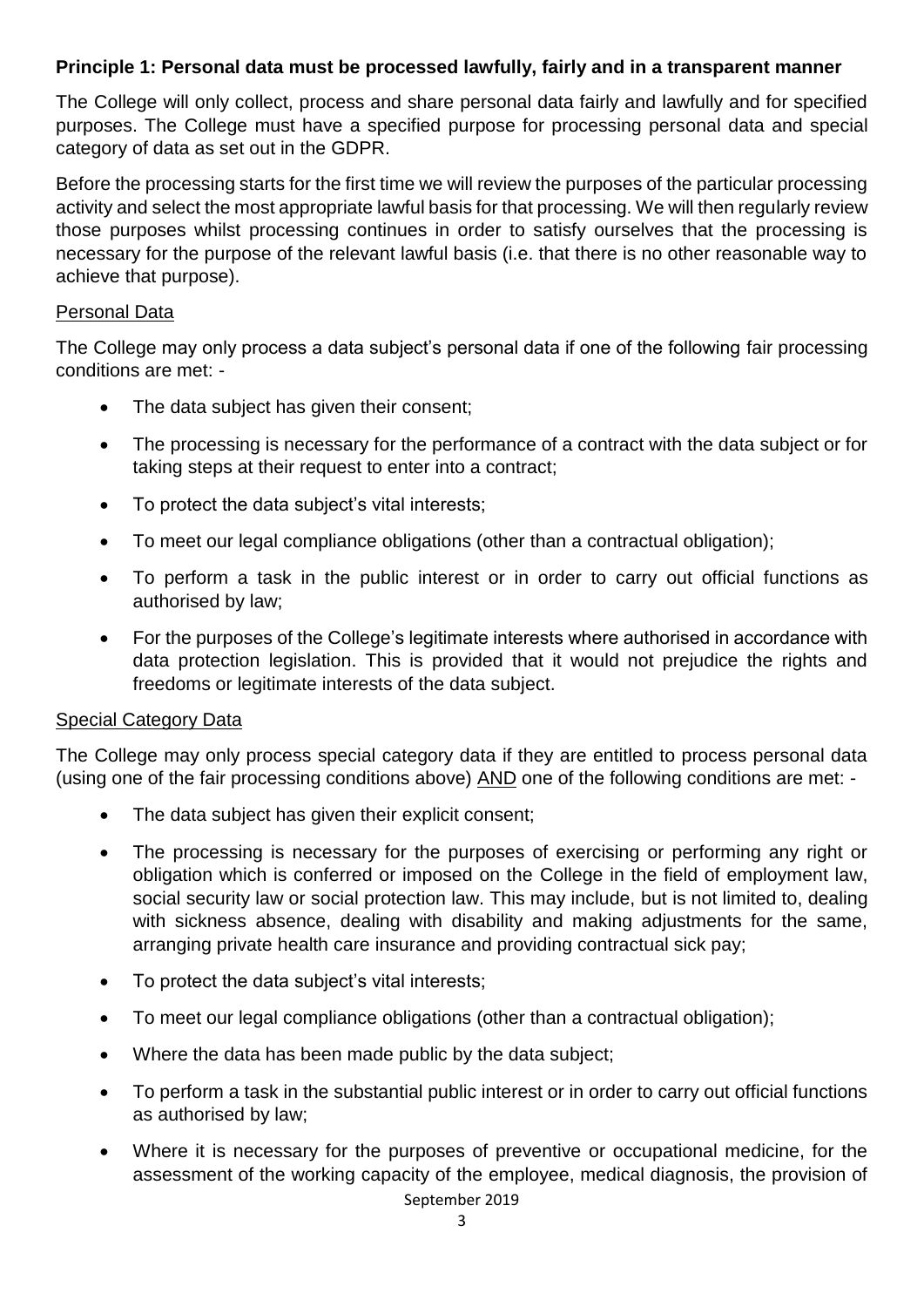**Principle 1: Personal data must be processed lawfully, fairly and in a transparent manner**

The College will only collect, process and share personal data fairly and lawfully and for specified purposes. The College must have a specified purpose for processing personal data and special category of data as set out in the GDPR.

Before the processing starts for the first time we will review the purposes of the particular processing activity and select the most appropriate lawful basis for that processing. We will then regularly review those purposes whilst processing continues in order to satisfy ourselves that the processing is necessary for the purpose of the relevant lawful basis (i.e. that there is no other reasonable way to achieve that purpose).

Personal Data

The College may only process a data subject's personal data if one of the following fair processing conditions are met: -

- The data subject has given their consent;
- The processing is necessary for the performance of a contract with the data subject or for taking steps at their request to enter into a contract;
- To protect the data subject's vital interests;
- To meet our legal compliance obligations (other than a contractual obligation);
- To perform a task in the public interest or in order to carry out official functions as authorised by law;
- For the purposes of the College's legitimate interests where authorised in accordance with data protection legislation. This is provided that it would not prejudice the rights and freedoms or legitimate interests of the data subject.

Special Category Data

The College may only process special category data if they are entitled to process personal data (using one of the fair processing conditions above) AND one of the following conditions are met: -

- The data subject has given their explicit consent;
- The processing is necessary for the purposes of exercising or performing any right or obligation which is conferred or imposed on the College in the field of employment law, social security law or social protection law. This may include, but is not limited to, dealing with sickness absence, dealing with disability and making adjustments for the same, arranging private health care insurance and providing contractual sick pay;
- To protect the data subject's vital interests;
- To meet our legal compliance obligations (other than a contractual obligation);
- Where the data has been made public by the data subject;
- To perform a task in the substantial public interest or in order to carry out official functions as authorised by law;
- Where it is necessary for the purposes of preventive or occupational medicine, for the assessment of the working capacity of the employee, medical diagnosis, the provision of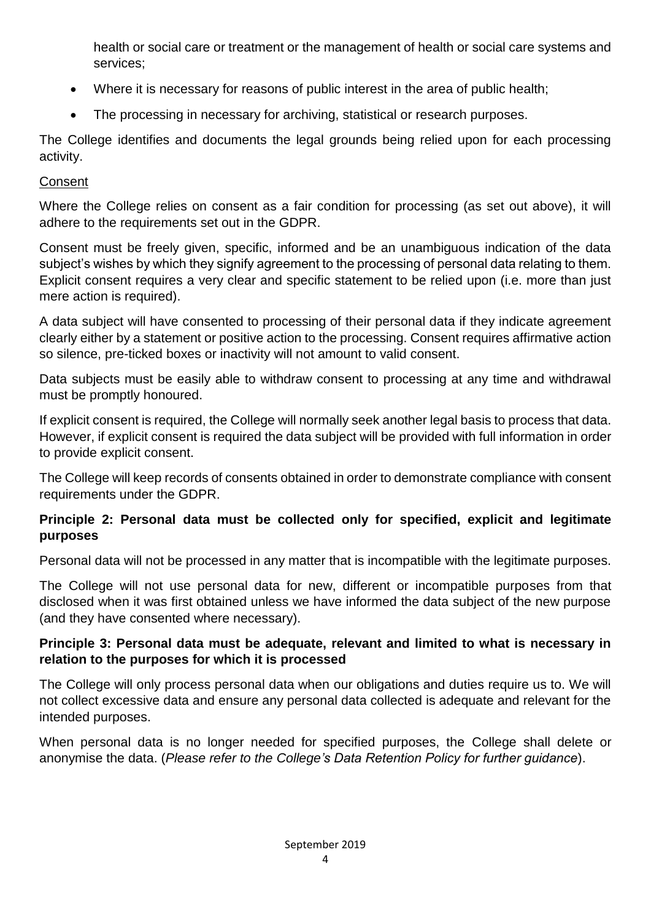health or social care or treatment or the management of health or social care systems and services;

- Where it is necessary for reasons of public interest in the area of public health;
- The processing in necessary for archiving, statistical or research purposes.

The College identifies and documents the legal grounds being relied upon for each processing activity.

<u>Consent</u>

Where the College relies on consent as a fair condition for processing (as set out above), it will adhere to the requirements set out in the GDPR.

Consent must be freely given, specific, informed and be an unambiguous indication of the data subject's wishes by which they signify agreement to the processing of personal data relating to them. Explicit consent requires a very clear and specific statement to be relied upon (i.e. more than just mere action is required).

A data subject will have consented to processing of their personal data if they indicate agreement clearly either by a statement or positive action to the processing. Consent requires affirmative action so silence, pre-ticked boxes or inactivity will not amount to valid consent.

Data subjects must be easily able to withdraw consent to processing at any time and withdrawal must be promptly honoured.

If explicit consent is required, the College will normally seek another legal basis to process that data. However, if explicit consent is required the data subject will be provided with full information in order to provide explicit consent.

The College will keep records of consents obtained in order to demonstrate compliance with consent requirements under the GDPR.

**Principle 2: Personal data must be collected only for specified, explicit and legitimate purposes**

Personal data will not be processed in any matter that is incompatible with the legitimate purposes.

The College will not use personal data for new, different or incompatible purposes from that disclosed when it was first obtained unless we have informed the data subject of the new purpose (and they have consented where necessary).

**Principle 3: Personal data must be adequate, relevant and limited to what is necessary in relation to the purposes for which it is processed**

The College will only process personal data when our obligations and duties require us to. We will not collect excessive data and ensure any personal data collected is adequate and relevant for the intended purposes.

When personal data is no longer needed for specified purposes, the College shall delete or anonymise the data. (*Please refer to the College's Data Retention Policy for further guidance*).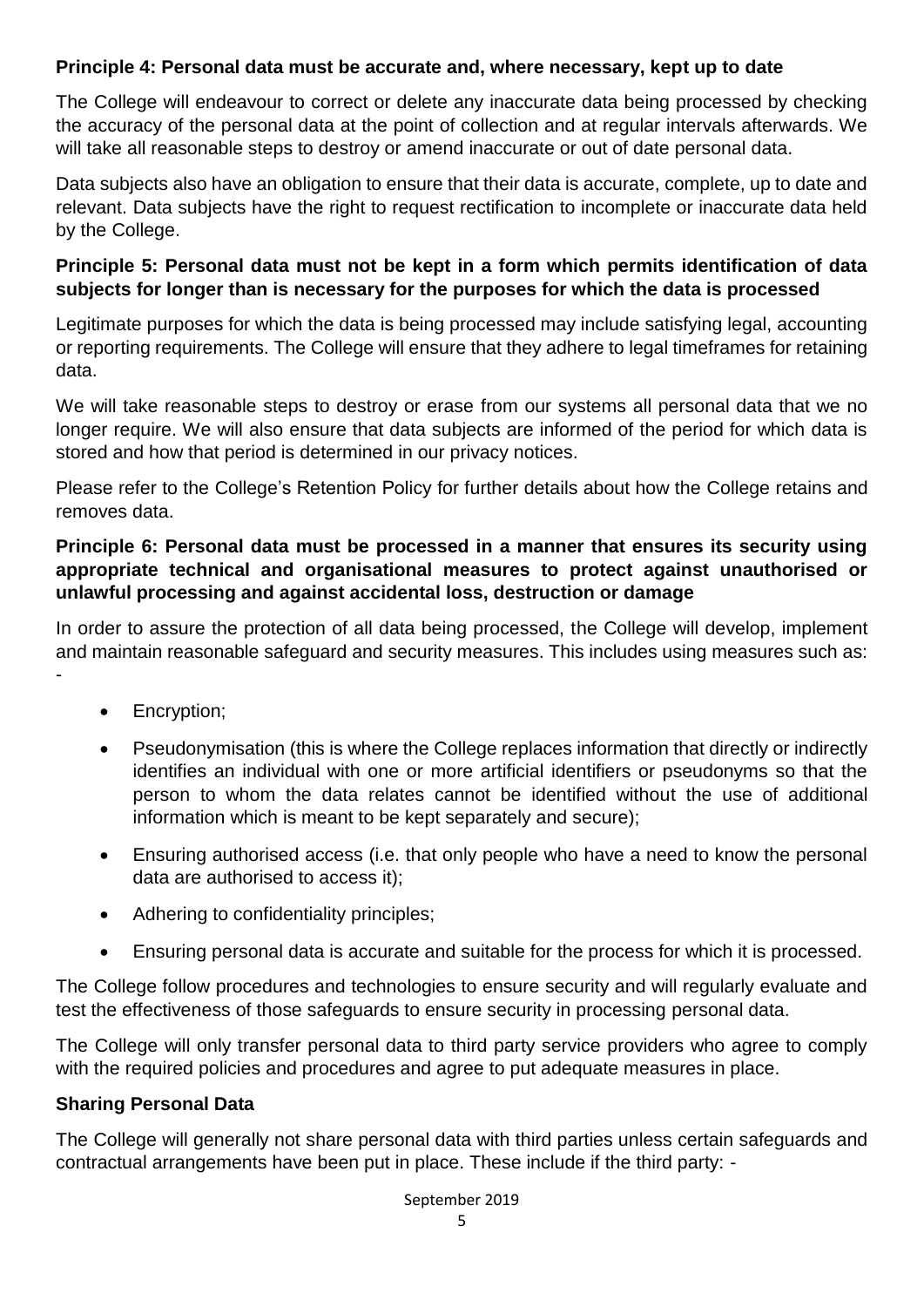**Principle 4: Personal data must be accurate and, where necessary, kept up to date**

The College will endeavour to correct or delete any inaccurate data being processed by checking the accuracy of the personal data at the point of collection and at regular intervals afterwards. We will take all reasonable steps to destroy or amend inaccurate or out of date personal data.

Data subjects also have an obligation to ensure that their data is accurate, complete, up to date and relevant. Data subjects have the right to request rectification to incomplete or inaccurate data held by the College.

**Principle 5: Personal data must not be kept in a form which permits identification of data subjects for longer than is necessary for the purposes for which the data is processed**

Legitimate purposes for which the data is being processed may include satisfying legal, accounting or reporting requirements. The College will ensure that they adhere to legal timeframes for retaining data.

We will take reasonable steps to destroy or erase from our systems all personal data that we no longer require. We will also ensure that data subjects are informed of the period for which data is stored and how that period is determined in our privacy notices.

Please refer to the College's Retention Policy for further details about how the College retains and removes data.

**Principle 6: Personal data must be processed in a manner that ensures its security using appropriate technical and organisational measures to protect against unauthorised or unlawful processing and against accidental loss, destruction or damage**

In order to assure the protection of all data being processed, the College will develop, implement and maintain reasonable safeguard and security measures. This includes using measures such as: -

- Encryption;
- Pseudonymisation (this is where the College replaces information that directly or indirectly identifies an individual with one or more artificial identifiers or pseudonyms so that the person to whom the data relates cannot be identified without the use of additional information which is meant to be kept separately and secure);
- Ensuring authorised access (i.e. that only people who have a need to know the personal data are authorised to access it);
- Adhering to confidentiality principles;
- Ensuring personal data is accurate and suitable for the process for which it is processed.

The College follow procedures and technologies to ensure security and will regularly evaluate and test the effectiveness of those safeguards to ensure security in processing personal data.

The College will only transfer personal data to third party service providers who agree to comply with the required policies and procedures and agree to put adequate measures in place.

**Sharing Personal Data**

The College will generally not share personal data with third parties unless certain safeguards and contractual arrangements have been put in place. These include if the third party: -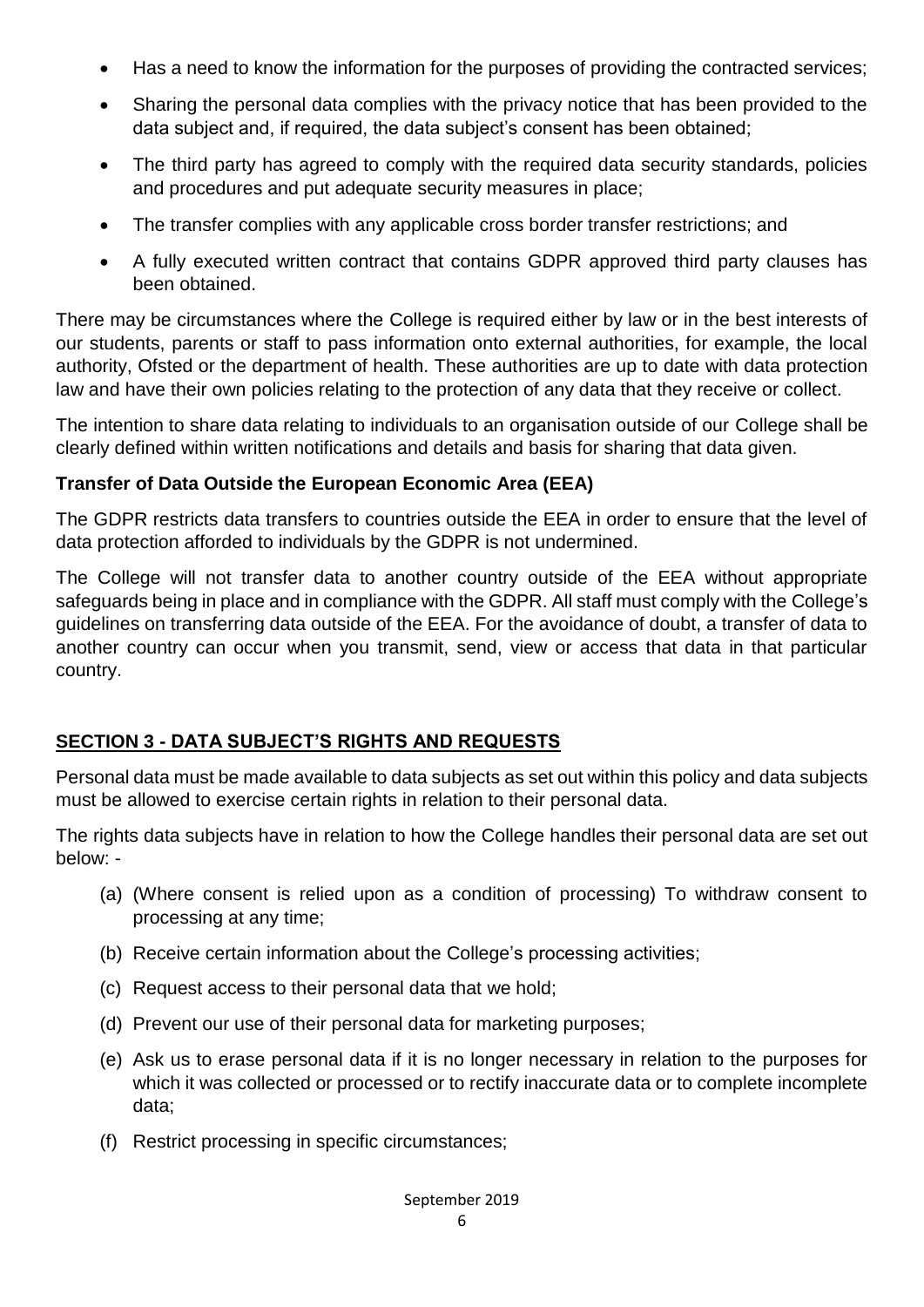- Has a need to know the information for the purposes of providing the contracted services;
- Sharing the personal data complies with the privacy notice that has been provided to the data subject and, if required, the data subject's consent has been obtained;
- The third party has agreed to comply with the required data security standards, policies and procedures and put adequate security measures in place;
- The transfer complies with any applicable cross border transfer restrictions; and
- A fully executed written contract that contains GDPR approved third party clauses has been obtained.

There may be circumstances where the College is required either by law or in the best interests of our students, parents or staff to pass information onto external authorities, for example, the local authority, Ofsted or the department of health. These authorities are up to date with data protection law and have their own policies relating to the protection of any data that they receive or collect.

The intention to share data relating to individuals to an organisation outside of our College shall be clearly defined within written notifications and details and basis for sharing that data given.

### Transfer of Data Outside the European Economic Area (EEA)

The GDPR restricts data transfers to countries outside the EEA in order to ensure that the level of data protection afforded to individuals by the GDPR is not undermined.

The College will not transfer data to another country outside of the EEA without appropriate safeguards being in place and in compliance with the GDPR. All staff must comply with the College's guidelines on transferring data outside of the EEA. For the avoidance of doubt, a transfer of data to another country can occur when you transmit, send, view or access that data in that particular country.

## SECTION 3 - DATA SUBJECT'S RIGHTS AND REQUESTS

Personal data must be made available to data subjects as set out within this policy and data subjects must be allowed to exercise certain rights in relation to their personal data.

The rights data subjects have in relation to how the College handles their personal data are set out below: -

(a) (Where consent is relied upon as a condition of processing) To withdraw consent to processing at any time;

(b) Receive certain information about the College's processing activities;

(c) Request access to their personal data that we hold;

(d) Prevent our use of their personal data for marketing purposes;

(e) Ask us to erase personal data if it is no longer necessary in relation to the purposes for which it was collected or processed or to rectify inaccurate data or to complete incomplete data;

(f) Restrict processing in specific circumstances;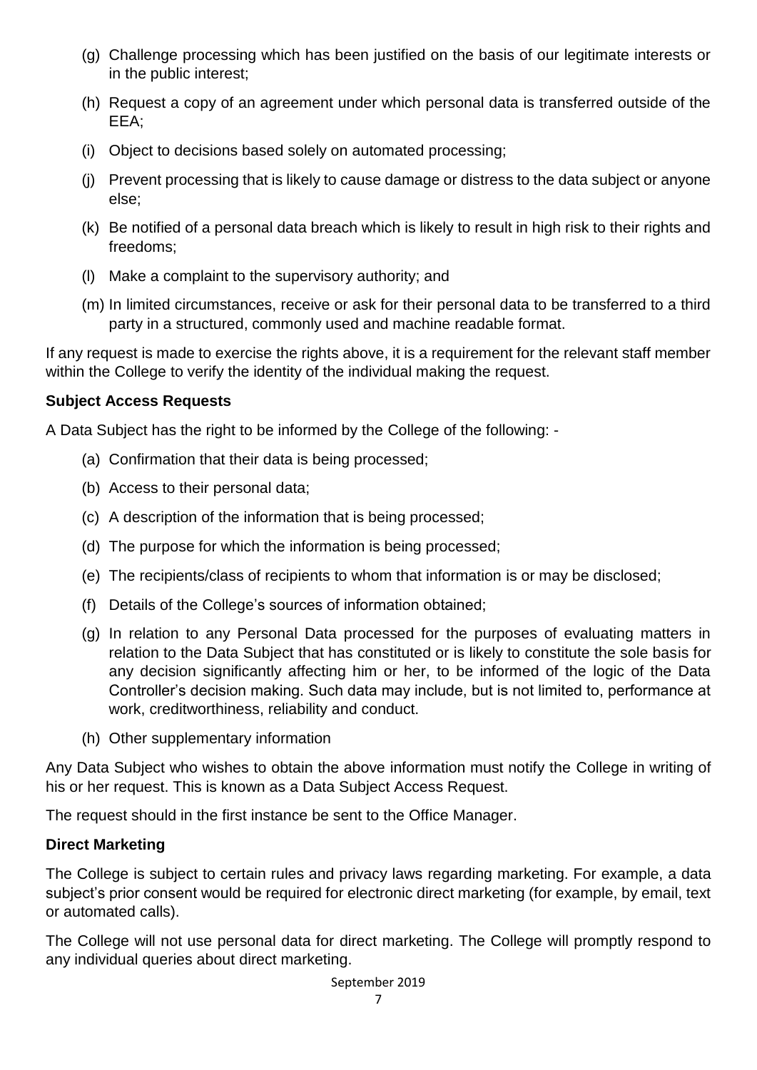(g) Challenge processing which has been justified on the basis of our legitimate interests or in the public interest;

(h) Request a copy of an agreement under which personal data is transferred outside of the EEA;

(i) Object to decisions based solely on automated processing;

(j) Prevent processing that is likely to cause damage or distress to the data subject or anyone else;

(k) Be notified of a personal data breach which is likely to result in high risk to their rights and freedoms;

(l) Make a complaint to the supervisory authority; and

(m) In limited circumstances, receive or ask for their personal data to be transferred to a third party in a structured, commonly used and machine readable format.

If any request is made to exercise the rights above, it is a requirement for the relevant staff member within the College to verify the identity of the individual making the request.

**Subject Access Requests**

A Data Subject has the right to be informed by the College of the following: -

(a) Confirmation that their data is being processed;

(b) Access to their personal data;

(c) A description of the information that is being processed;

(d) The purpose for which the information is being processed;

(e) The recipients/class of recipients to whom that information is or may be disclosed;

(f) Details of the College's sources of information obtained;

(g) In relation to any Personal Data processed for the purposes of evaluating matters in relation to the Data Subject that has constituted or is likely to constitute the sole basis for any decision significantly affecting him or her, to be informed of the logic of the Data Controller's decision making. Such data may include, but is not limited to, performance at work, creditworthiness, reliability and conduct.

(h) Other supplementary information

Any Data Subject who wishes to obtain the above information must notify the College in writing of his or her request. This is known as a Data Subject Access Request.

The request should in the first instance be sent to the Office Manager.

**Direct Marketing**

The College is subject to certain rules and privacy laws regarding marketing. For example, a data subject's prior consent would be required for electronic direct marketing (for example, by email, text or automated calls).

The College will not use personal data for direct marketing. The College will promptly respond to any individual queries about direct marketing.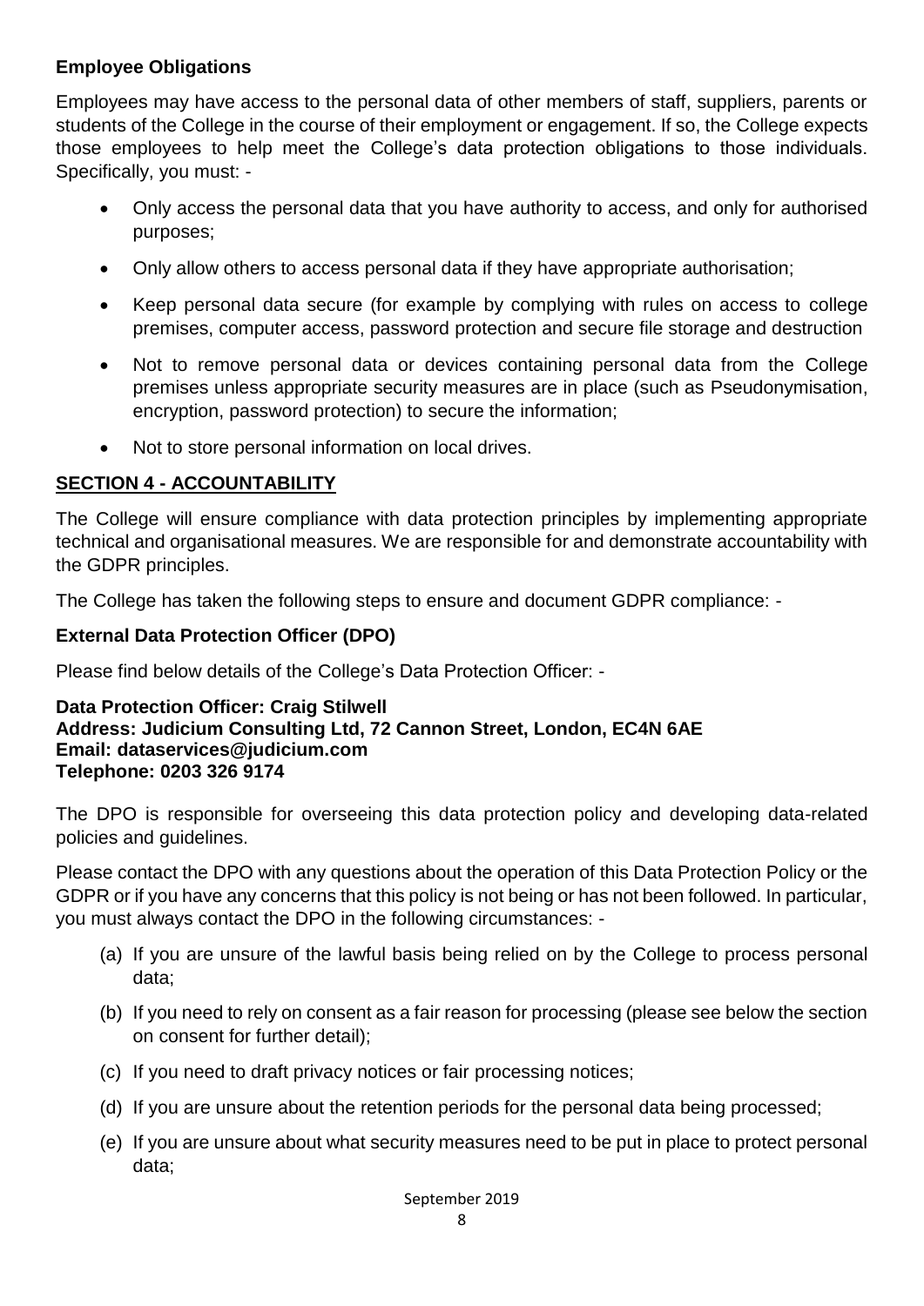**Employee Obligations**

Employees may have access to the personal data of other members of staff, suppliers, parents or students of the College in the course of their employment or engagement. If so, the College expects those employees to help meet the College's data protection obligations to those individuals. Specifically, you must: -

- Only access the personal data that you have authority to access, and only for authorised purposes;
- Only allow others to access personal data if they have appropriate authorisation;
- Keep personal data secure (for example by complying with rules on access to college premises, computer access, password protection and secure file storage and destruction
- Not to remove personal data or devices containing personal data from the College premises unless appropriate security measures are in place (such as Pseudonymisation, encryption, password protection) to secure the information;
- Not to store personal information on local drives.

## SECTION 4 - ACCOUNTABILITY

The College will ensure compliance with data protection principles by implementing appropriate technical and organisational measures. We are responsible for and demonstrate accountability with the GDPR principles.

The College has taken the following steps to ensure and document GDPR compliance: -

**External Data Protection Officer (DPO)**

Please find below details of the College's Data Protection Officer: -

**Data Protection Officer: Craig Stilwell**
**Address: Judicium Consulting Ltd, 72 Cannon Street, London, EC4N 6AE**
**Email: dataservices@judicium.com**
**Telephone: 0203 326 9174**

The DPO is responsible for overseeing this data protection policy and developing data-related policies and guidelines.

Please contact the DPO with any questions about the operation of this Data Protection Policy or the GDPR or if you have any concerns that this policy is not being or has not been followed. In particular, you must always contact the DPO in the following circumstances: -

(a) If you are unsure of the lawful basis being relied on by the College to process personal data;

(b) If you need to rely on consent as a fair reason for processing (please see below the section on consent for further detail);

(c) If you need to draft privacy notices or fair processing notices;

(d) If you are unsure about the retention periods for the personal data being processed;

(e) If you are unsure about what security measures need to be put in place to protect personal data;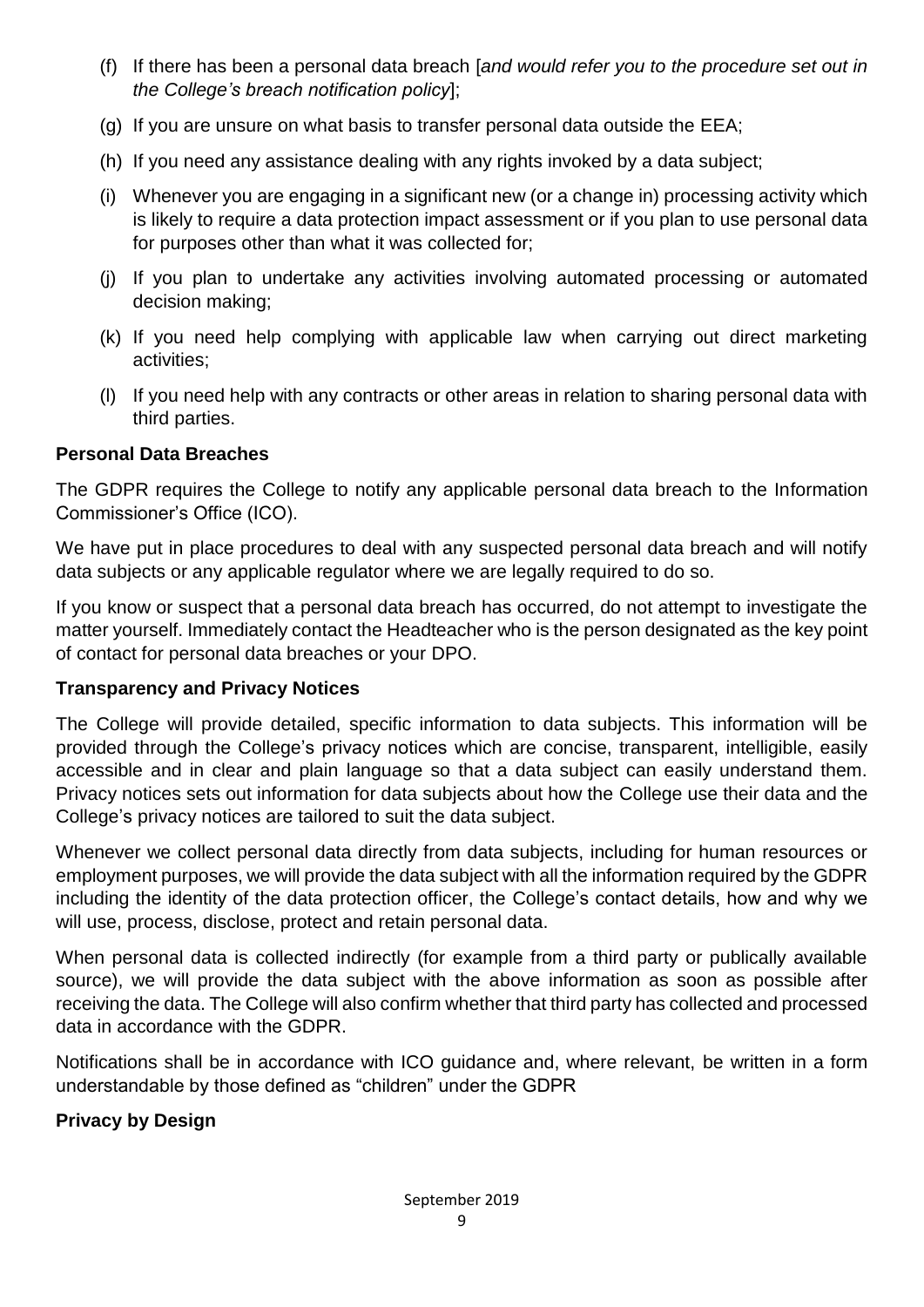(f) If there has been a personal data breach [*and would refer you to the procedure set out in the College's breach notification policy*];

(g) If you are unsure on what basis to transfer personal data outside the EEA;

(h) If you need any assistance dealing with any rights invoked by a data subject;

(i) Whenever you are engaging in a significant new (or a change in) processing activity which is likely to require a data protection impact assessment or if you plan to use personal data for purposes other than what it was collected for;

(j) If you plan to undertake any activities involving automated processing or automated decision making;

(k) If you need help complying with applicable law when carrying out direct marketing activities;

(l) If you need help with any contracts or other areas in relation to sharing personal data with third parties.

**Personal Data Breaches**

The GDPR requires the College to notify any applicable personal data breach to the Information Commissioner's Office (ICO).

We have put in place procedures to deal with any suspected personal data breach and will notify data subjects or any applicable regulator where we are legally required to do so.

If you know or suspect that a personal data breach has occurred, do not attempt to investigate the matter yourself. Immediately contact the Headteacher who is the person designated as the key point of contact for personal data breaches or your DPO.

**Transparency and Privacy Notices**

The College will provide detailed, specific information to data subjects. This information will be provided through the College's privacy notices which are concise, transparent, intelligible, easily accessible and in clear and plain language so that a data subject can easily understand them. Privacy notices sets out information for data subjects about how the College use their data and the College's privacy notices are tailored to suit the data subject.

Whenever we collect personal data directly from data subjects, including for human resources or employment purposes, we will provide the data subject with all the information required by the GDPR including the identity of the data protection officer, the College's contact details, how and why we will use, process, disclose, protect and retain personal data.

When personal data is collected indirectly (for example from a third party or publically available source), we will provide the data subject with the above information as soon as possible after receiving the data. The College will also confirm whether that third party has collected and processed data in accordance with the GDPR.

Notifications shall be in accordance with ICO guidance and, where relevant, be written in a form understandable by those defined as "children" under the GDPR

**Privacy by Design**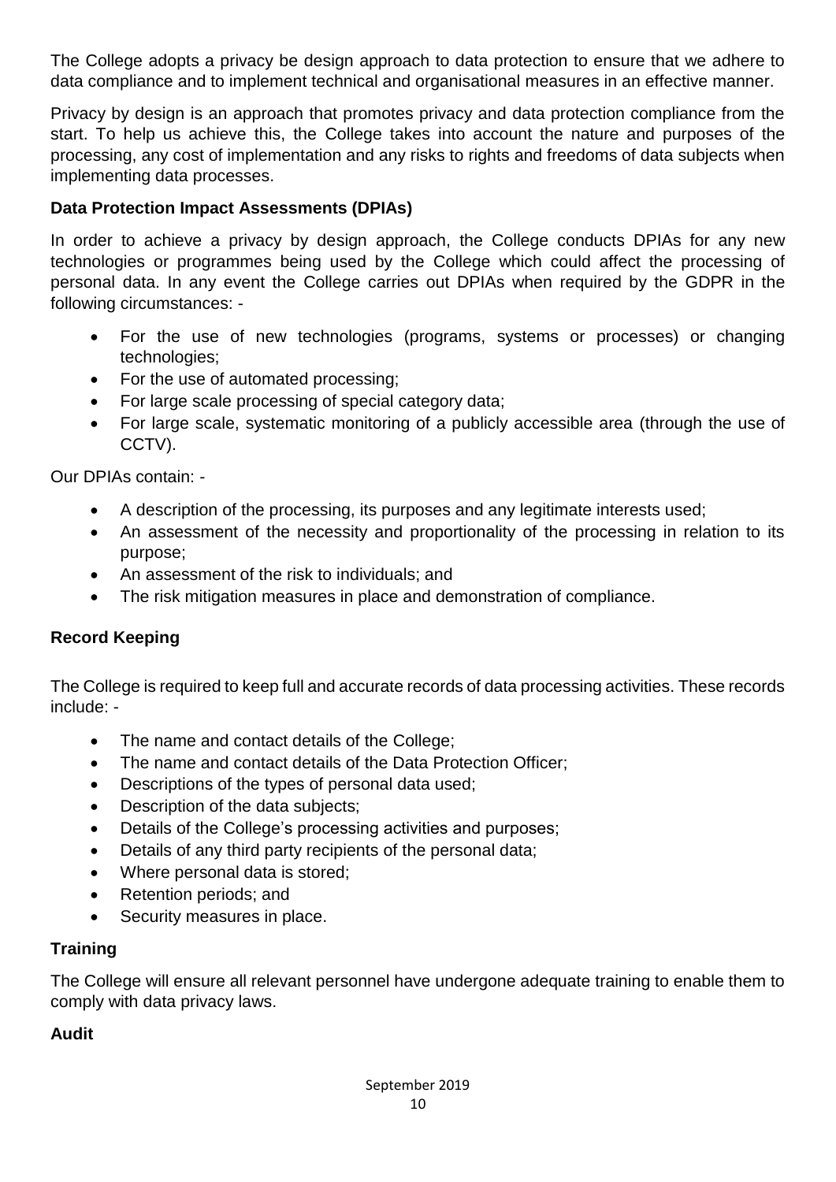The College adopts a privacy be design approach to data protection to ensure that we adhere to data compliance and to implement technical and organisational measures in an effective manner.

Privacy by design is an approach that promotes privacy and data protection compliance from the start. To help us achieve this, the College takes into account the nature and purposes of the processing, any cost of implementation and any risks to rights and freedoms of data subjects when implementing data processes.

**Data Protection Impact Assessments (DPIAs)**

In order to achieve a privacy by design approach, the College conducts DPIAs for any new technologies or programmes being used by the College which could affect the processing of personal data. In any event the College carries out DPIAs when required by the GDPR in the following circumstances: -

- For the use of new technologies (programs, systems or processes) or changing technologies;
- For the use of automated processing;
- For large scale processing of special category data;
- For large scale, systematic monitoring of a publicly accessible area (through the use of CCTV).

Our DPIAs contain: -

- A description of the processing, its purposes and any legitimate interests used;
- An assessment of the necessity and proportionality of the processing in relation to its purpose;
- An assessment of the risk to individuals; and
- The risk mitigation measures in place and demonstration of compliance.

**Record Keeping**

The College is required to keep full and accurate records of data processing activities. These records include: -

- The name and contact details of the College;
- The name and contact details of the Data Protection Officer;
- Descriptions of the types of personal data used;
- Description of the data subjects;
- Details of the College's processing activities and purposes;
- Details of any third party recipients of the personal data;
- Where personal data is stored;
- Retention periods; and
- Security measures in place.

**Training**

The College will ensure all relevant personnel have undergone adequate training to enable them to comply with data privacy laws.

**Audit**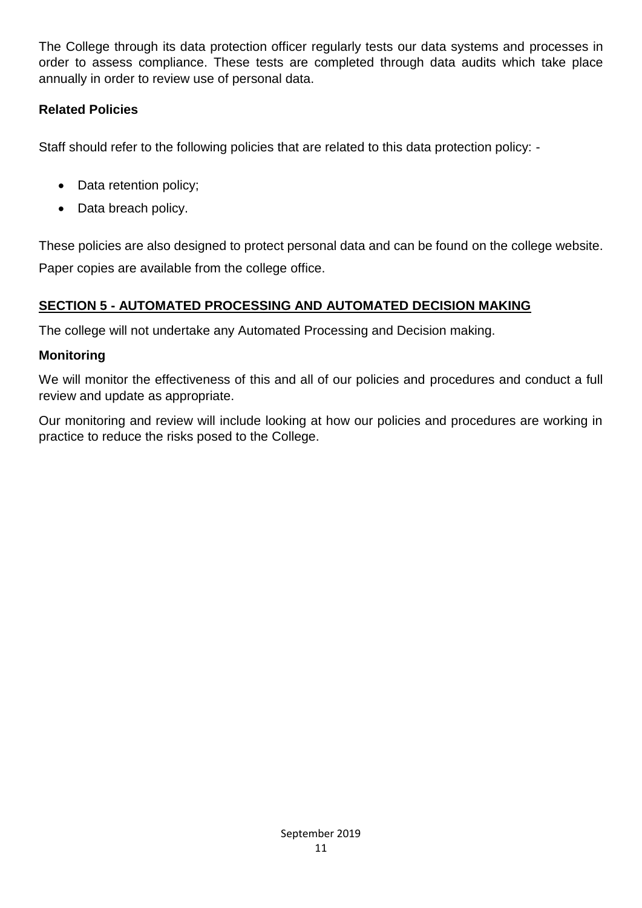The College through its data protection officer regularly tests our data systems and processes in order to assess compliance. These tests are completed through data audits which take place annually in order to review use of personal data.

### Related Policies

Staff should refer to the following policies that are related to this data protection policy: -

- Data retention policy;
- Data breach policy.

These policies are also designed to protect personal data and can be found on the college website. Paper copies are available from the college office.

## SECTION 5 - AUTOMATED PROCESSING AND AUTOMATED DECISION MAKING

The college will not undertake any Automated Processing and Decision making.

### Monitoring

We will monitor the effectiveness of this and all of our policies and procedures and conduct a full review and update as appropriate.

Our monitoring and review will include looking at how our policies and procedures are working in practice to reduce the risks posed to the College.